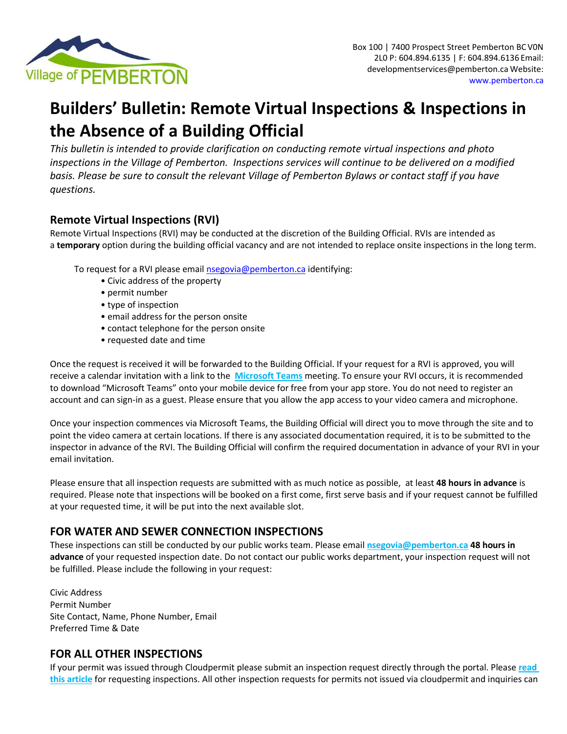Box 100 | 7400 Prospect Street Pemberton BC V0N 2L0 P: 604.894.6135 | F: 604.894.6136 Email: developmentservices@pemberton.ca Website: www.pemberton.ca

# Builders' Bulletin: Remote Virtual Inspections & Inspections in the Absence of a Building Official

*This bulletin is intended to provide clarification on conducting remote virtual inspections and photo inspections in the Village of Pemberton. Inspections services will continue to be delivered on a modified basis. Please be sure to consult the relevant Village of Pemberton Bylaws or contact staff if you have questions.*

## Remote Virtual Inspections (RVI)

Remote Virtual Inspections (RVI) may be conducted at the discretion of the Building Official. RVIs are intended as a **temporary** option during the building official vacancy and are not intended to replace onsite inspections in the long term.

To request for a RVI please email nsegovia@pemberton.ca identifying:

- Civic address of the property
- permit number
- type of inspection
- email address for the person onsite
- contact telephone for the person onsite
- requested date and time

Once the request is received it will be forwarded to the Building Official. If your request for a RVI is approved, you will receive a calendar invitation with a link to the **Microsoft Teams** meeting. To ensure your RVI occurs, it is recommended to download "Microsoft Teams" onto your mobile device for free from your app store. You do not need to register an account and can sign-in as a guest. Please ensure that you allow the app access to your video camera and microphone.

Once your inspection commences via Microsoft Teams, the Building Official will direct you to move through the site and to point the video camera at certain locations. If there is any associated documentation required, it is to be submitted to the inspector in advance of the RVI. The Building Official will confirm the required documentation in advance of your RVI in your email invitation.

Please ensure that all inspection requests are submitted with as much notice as possible, at least **48 hours in advance** is required. Please note that inspections will be booked on a first come, first serve basis and if your request cannot be fulfilled at your requested time, it will be put into the next available slot.

## FOR WATER AND SEWER CONNECTION INSPECTIONS

These inspections can still be conducted by our public works team. Please email **nsegovia@pemberton.ca** **48 hours in advance** of your requested inspection date. Do not contact our public works department, your inspection request will not be fulfilled. Please include the following in your request:

Civic Address
Permit Number
Site Contact, Name, Phone Number, Email
Preferred Time & Date

## FOR ALL OTHER INSPECTIONS

If your permit was issued through Cloudpermit please submit an inspection request directly through the portal. Please **read this article** for requesting inspections. All other inspection requests for permits not issued via cloudpermit and inquiries can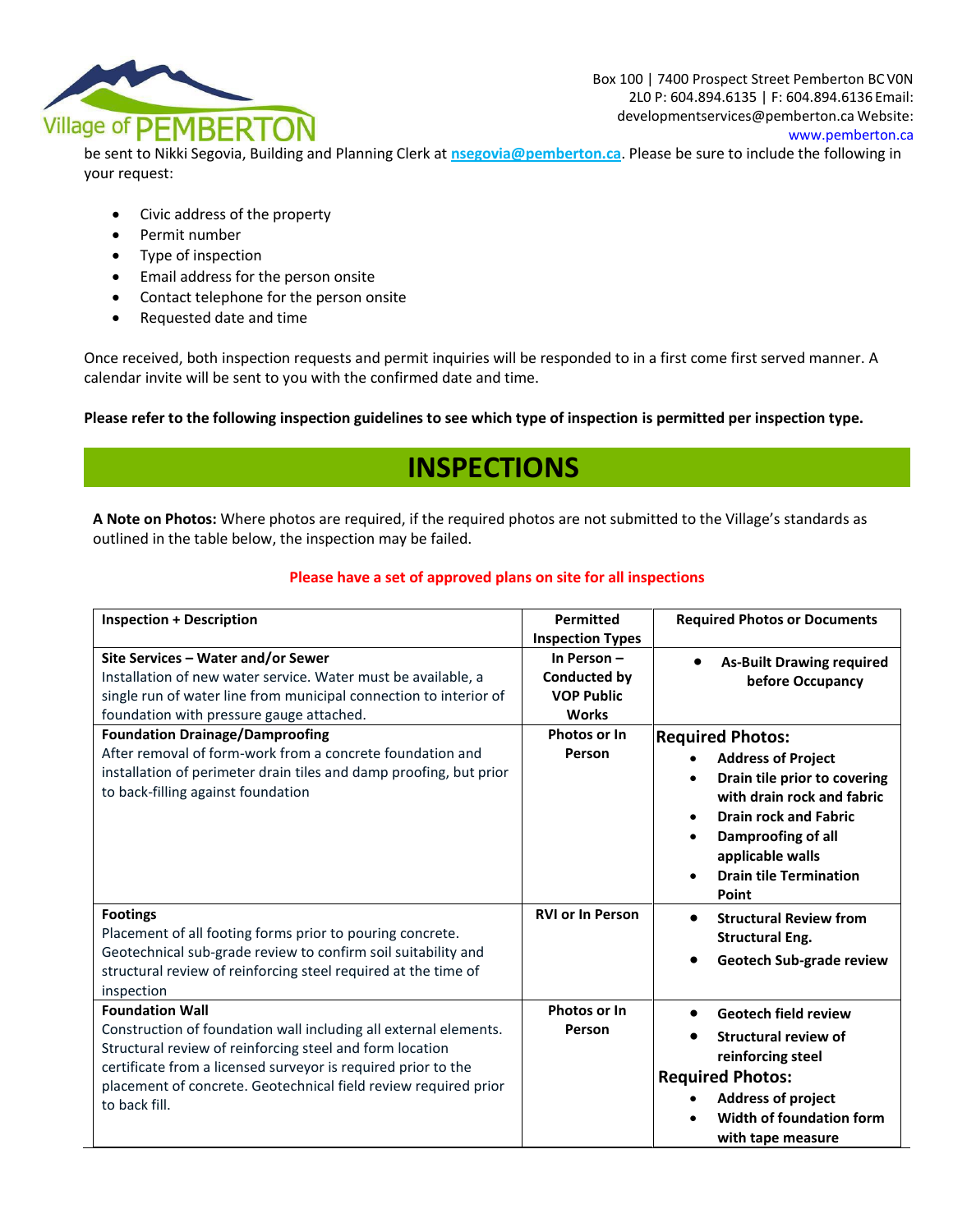be sent to Nikki Segovia, Building and Planning Clerk at nsegovia@pemberton.ca. Please be sure to include the following in your request:

- Civic address of the property
- Permit number
- Type of inspection
- Email address for the person onsite
- Contact telephone for the person onsite
- Requested date and time

Once received, both inspection requests and permit inquiries will be responded to in a first come first served manner. A calendar invite will be sent to you with the confirmed date and time.

**Please refer to the following inspection guidelines to see which type of inspection is permitted per inspection type.**

# INSPECTIONS

**A Note on Photos:** Where photos are required, if the required photos are not submitted to the Village's standards as outlined in the table below, the inspection may be failed.

**Please have a set of approved plans on site for all inspections**

| Inspection + Description | Permitted Inspection Types | Required Photos or Documents |
|---|---|---|
| **Site Services – Water and/or Sewer**<br>Installation of new water service. Water must be available, a single run of water line from municipal connection to interior of foundation with pressure gauge attached. | **In Person – Conducted by VOP Public Works** | • **As-Built Drawing required before Occupancy** |
| **Foundation Drainage/Dampproofing**<br>After removal of form-work from a concrete foundation and installation of perimeter drain tiles and damp proofing, but prior to back-filling against foundation | **Photos or In Person** | **Required Photos:**<br>• **Address of Project**<br>• **Drain tile prior to covering with drain rock and fabric**<br>• **Drain rock and Fabric**<br>• **Dampproofing of all applicable walls**<br>• **Drain tile Termination Point** |
| **Footings**<br>Placement of all footing forms prior to pouring concrete. Geotechnical sub-grade review to confirm soil suitability and structural review of reinforcing steel required at the time of inspection | **RVI or In Person** | • **Structural Review from Structural Eng.**<br>• **Geotech Sub-grade review** |
| **Foundation Wall**<br>Construction of foundation wall including all external elements. Structural review of reinforcing steel and form location certificate from a licensed surveyor is required prior to the placement of concrete. Geotechnical field review required prior to back fill. | **Photos or In Person** | • **Geotech field review**<br>• **Structural review of reinforcing steel**<br>**Required Photos:**<br>• **Address of project**<br>• **Width of foundation form with tape measure** |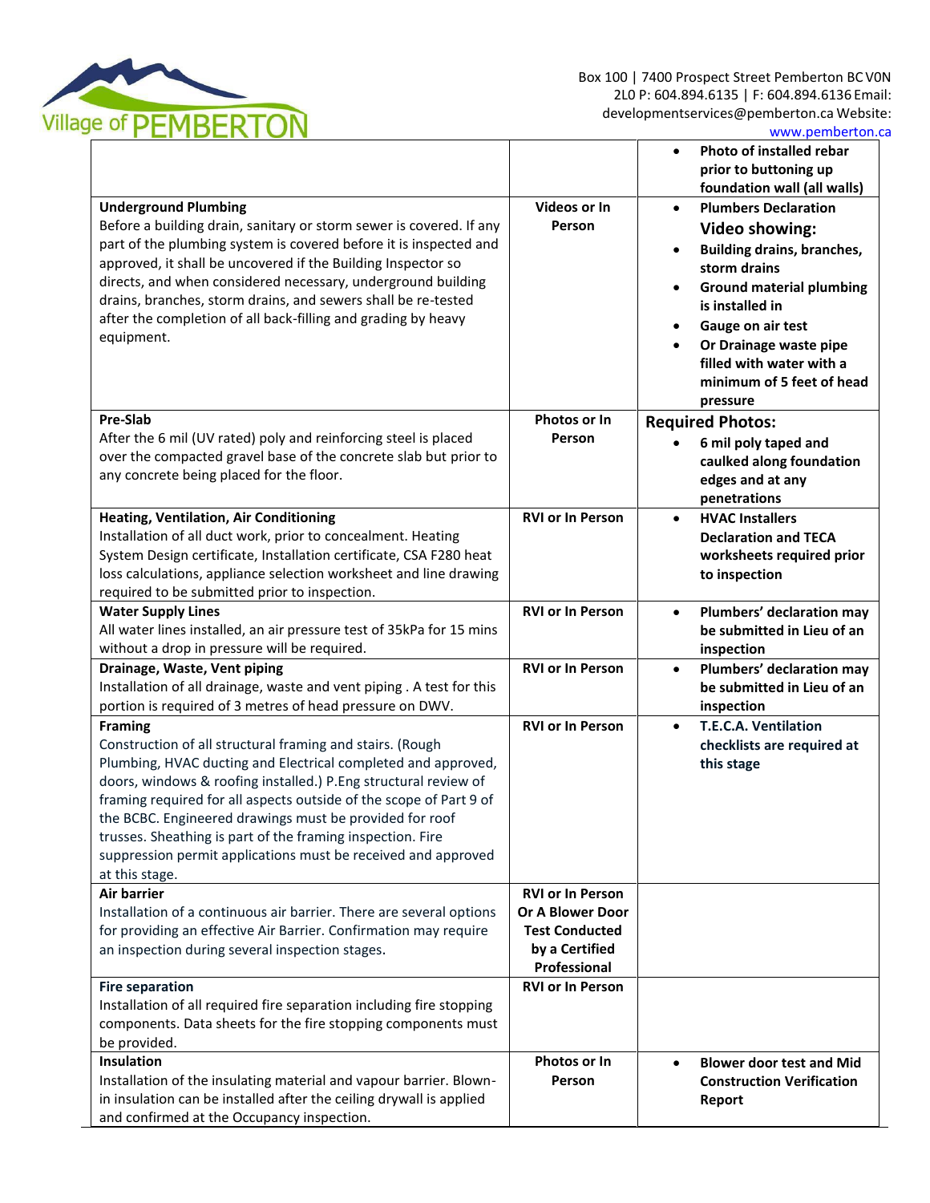| | | • Photo of installed rebar prior to buttoning up foundation wall (all walls) |
|---|---|---|
| **Underground Plumbing**<br>Before a building drain, sanitary or storm sewer is covered. If any part of the plumbing system is covered before it is inspected and approved, it shall be uncovered if the Building Inspector so directs, and when considered necessary, underground building drains, branches, storm drains, and sewers shall be re-tested after the completion of all back-filling and grading by heavy equipment. | **Videos or In Person** | • **Plumbers Declaration**<br>**Video showing:**<br>• **Building drains, branches, storm drains**<br>• **Ground material plumbing is installed in**<br>• **Gauge on air test**<br>• **Or Drainage waste pipe filled with water with a minimum of 5 feet of head pressure** |
| **Pre-Slab**<br>After the 6 mil (UV rated) poly and reinforcing steel is placed over the compacted gravel base of the concrete slab but prior to any concrete being placed for the floor. | **Photos or In Person** | **Required Photos:**<br>• **6 mil poly taped and caulked along foundation edges and at any penetrations** |
| **Heating, Ventilation, Air Conditioning**<br>Installation of all duct work, prior to concealment. Heating System Design certificate, Installation certificate, CSA F280 heat loss calculations, appliance selection worksheet and line drawing required to be submitted prior to inspection. | **RVI or In Person** | • **HVAC Installers Declaration and TECA worksheets required prior to inspection** |
| **Water Supply Lines**<br>All water lines installed, an air pressure test of 35kPa for 15 mins without a drop in pressure will be required. | **RVI or In Person** | • **Plumbers' declaration may be submitted in Lieu of an inspection** |
| **Drainage, Waste, Vent piping**<br>Installation of all drainage, waste and vent piping . A test for this portion is required of 3 metres of head pressure on DWV. | **RVI or In Person** | • **Plumbers' declaration may be submitted in Lieu of an inspection** |
| **Framing**<br>Construction of all structural framing and stairs. (Rough Plumbing, HVAC ducting and Electrical completed and approved, doors, windows & roofing installed.) P.Eng structural review of framing required for all aspects outside of the scope of Part 9 of the BCBC. Engineered drawings must be provided for roof trusses. Sheathing is part of the framing inspection. Fire suppression permit applications must be received and approved at this stage. | **RVI or In Person** | • **T.E.C.A. Ventilation checklists are required at this stage** |
| **Air barrier**<br>Installation of a continuous air barrier. There are several options for providing an effective Air Barrier. Confirmation may require an inspection during several inspection stages. | **RVI or In Person Or A Blower Door Test Conducted by a Certified Professional** | |
| **Fire separation**<br>Installation of all required fire separation including fire stopping components. Data sheets for the fire stopping components must be provided. | **RVI or In Person** | |
| **Insulation**<br>Installation of the insulating material and vapour barrier. Blown-in insulation can be installed after the ceiling drywall is applied and confirmed at the Occupancy inspection. | **Photos or In Person** | • **Blower door test and Mid Construction Verification Report** |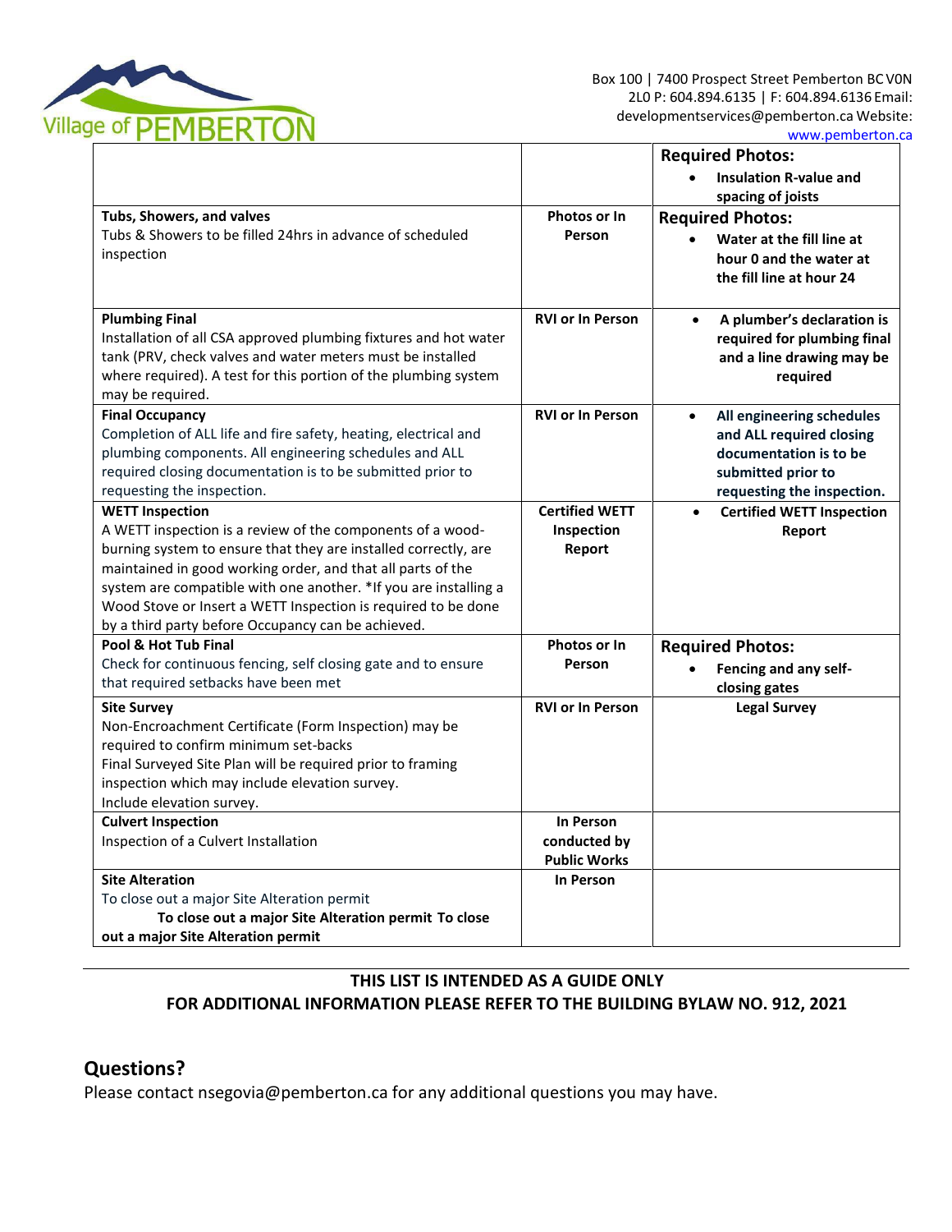Box 100 | 7400 Prospect Street Pemberton BC V0N 2L0 P: 604.894.6135 | F: 604.894.6136 Email: developmentservices@pemberton.ca Website: www.pemberton.ca

| | | |
|---|---|---|
| | | **Required Photos:**<br>• **Insulation R-value and spacing of joists** |
| **Tubs, Showers, and valves**<br>Tubs & Showers to be filled 24hrs in advance of scheduled inspection | **Photos or In Person** | **Required Photos:**<br>• **Water at the fill line at hour 0 and the water at the fill line at hour 24** |
| **Plumbing Final**<br>Installation of all CSA approved plumbing fixtures and hot water tank (PRV, check valves and water meters must be installed where required). A test for this portion of the plumbing system may be required. | **RVI or In Person** | • **A plumber's declaration is required for plumbing final and a line drawing may be required** |
| **Final Occupancy**<br>Completion of ALL life and fire safety, heating, electrical and plumbing components. All engineering schedules and ALL required closing documentation is to be submitted prior to requesting the inspection. | **RVI or In Person** | • **All engineering schedules and ALL required closing documentation is to be submitted prior to requesting the inspection.** |
| **WETT Inspection**<br>A WETT inspection is a review of the components of a wood-burning system to ensure that they are installed correctly, are maintained in good working order, and that all parts of the system are compatible with one another. *If you are installing a Wood Stove or Insert a WETT Inspection is required to be done by a third party before Occupancy can be achieved. | **Certified WETT Inspection Report** | • **Certified WETT Inspection Report** |
| **Pool & Hot Tub Final**<br>Check for continuous fencing, self closing gate and to ensure that required setbacks have been met | **Photos or In Person** | **Required Photos:**<br>• **Fencing and any self-closing gates** |
| **Site Survey**<br>Non-Encroachment Certificate (Form Inspection) may be required to confirm minimum set-backs<br>Final Surveyed Site Plan will be required prior to framing inspection which may include elevation survey.<br>Include elevation survey. | **RVI or In Person** | **Legal Survey** |
| **Culvert Inspection**<br>Inspection of a Culvert Installation | **In Person conducted by Public Works** | |
| **Site Alteration**<br>To close out a major Site Alteration permit<br>**To close out a major Site Alteration permit To close out a major Site Alteration permit** | **In Person** | |

**THIS LIST IS INTENDED AS A GUIDE ONLY**
**FOR ADDITIONAL INFORMATION PLEASE REFER TO THE BUILDING BYLAW NO. 912, 2021**

## Questions?

Please contact nsegovia@pemberton.ca for any additional questions you may have.